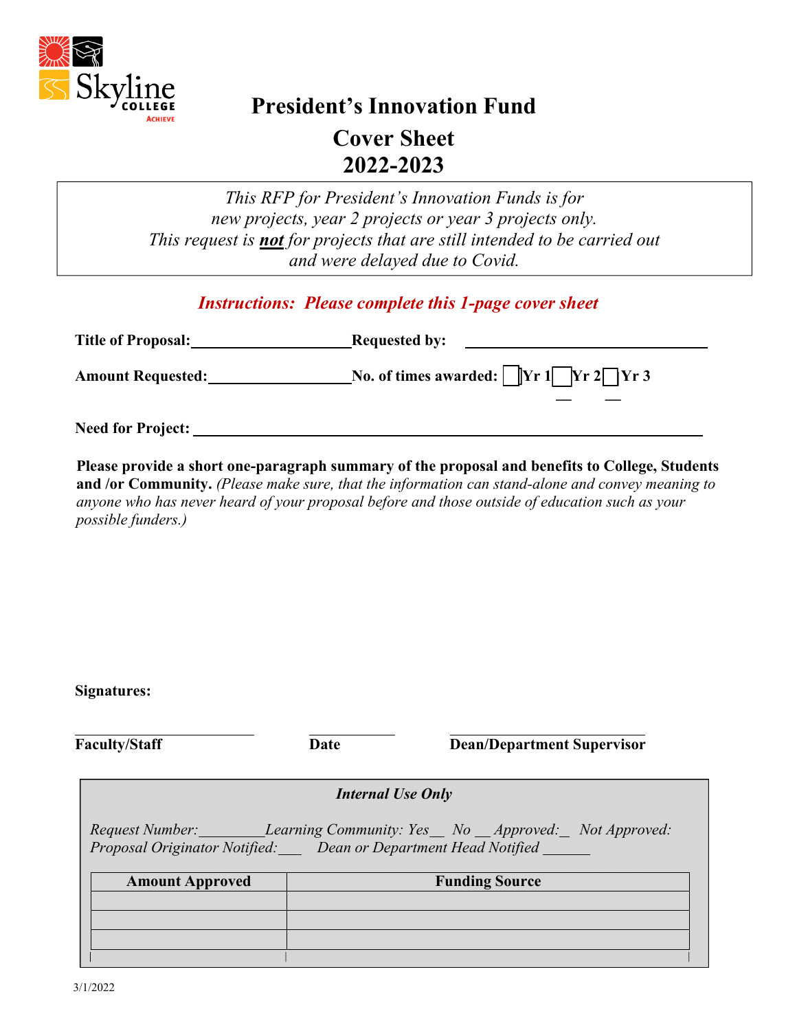# President's Innovation Fund

## Cover Sheet

## 2022-2023

*This RFP for President's Innovation Funds is for new projects, year 2 projects or year 3 projects only. This request is* ***not*** *for projects that are still intended to be carried out and were delayed due to Covid.*

***Instructions: Please complete this 1-page cover sheet***

**Title of Proposal:**\_\_\_\_\_\_\_\_\_\_\_\_\_\_\_\_\_\_\_\_ **Requested by:** \_\_\_\_\_\_\_\_\_\_\_\_\_\_\_\_\_\_\_\_\_\_\_\_\_\_\_\_\_\_

**Amount Requested:**\_\_\_\_\_\_\_\_\_\_\_\_\_\_\_\_\_\_ **No. of times awarded:** ☐ **Yr 1** ☐ **Yr 2** ☐ **Yr 3**

**Need for Project:** \_\_\_\_\_\_\_\_\_\_\_\_\_\_\_\_\_\_\_\_\_\_\_\_\_\_\_\_\_\_\_\_\_\_\_\_\_\_\_\_\_\_\_\_\_\_\_\_\_\_\_\_\_\_\_\_\_\_\_\_\_\_

**Please provide a short one-paragraph summary of the proposal and benefits to College, Students and /or Community.** *(Please make sure, that the information can stand-alone and convey meaning to anyone who has never heard of your proposal before and those outside of education such as your possible funders.)*

**Signatures:**

\_\_\_\_\_\_\_\_\_\_\_\_\_\_\_\_\_\_\_\_\_\_\_\_ \_\_\_\_\_\_\_\_\_\_\_ \_\_\_\_\_\_\_\_\_\_\_\_\_\_\_\_\_\_\_\_\_\_\_\_\_\_

**Faculty/Staff** **Date** **Dean/Department Supervisor**

***Internal Use Only***

*Request Number:*\_\_\_\_\_\_\_\_*Learning Community: Yes*\_\_ *No* \_\_ *Approved:*\_ *Not Approved:*
*Proposal Originator Notified:*\_\_\_ *Dean or Department Head Notified* \_\_\_\_\_\_

| Amount Approved | Funding Source |
|---|---|
| | |
| | |
| | |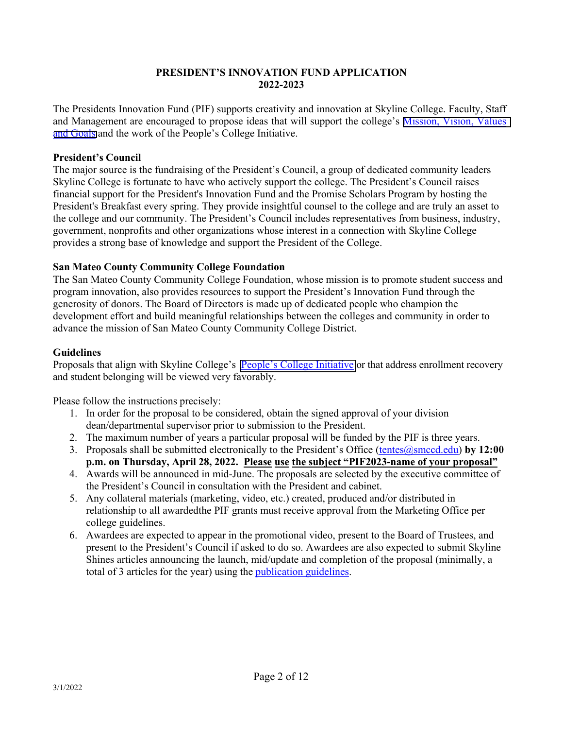**PRESIDENT'S INNOVATION FUND APPLICATION**
**2022-2023**

The Presidents Innovation Fund (PIF) supports creativity and innovation at Skyline College. Faculty, Staff and Management are encouraged to propose ideas that will support the college's Mission, Vision, Values and Goals and the work of the People's College Initiative.

**President's Council**

The major source is the fundraising of the President's Council, a group of dedicated community leaders Skyline College is fortunate to have who actively support the college. The President's Council raises financial support for the President's Innovation Fund and the Promise Scholars Program by hosting the President's Breakfast every spring. They provide insightful counsel to the college and are truly an asset to the college and our community. The President's Council includes representatives from business, industry, government, nonprofits and other organizations whose interest in a connection with Skyline College provides a strong base of knowledge and support the President of the College.

**San Mateo County Community College Foundation**

The San Mateo County Community College Foundation, whose mission is to promote student success and program innovation, also provides resources to support the President's Innovation Fund through the generosity of donors. The Board of Directors is made up of dedicated people who champion the development effort and build meaningful relationships between the colleges and community in order to advance the mission of San Mateo County Community College District.

**Guidelines**

Proposals that align with Skyline College's People's College Initiative or that address enrollment recovery and student belonging will be viewed very favorably.

Please follow the instructions precisely:

1. In order for the proposal to be considered, obtain the signed approval of your division dean/departmental supervisor prior to submission to the President.
2. The maximum number of years a particular proposal will be funded by the PIF is three years.
3. Proposals shall be submitted electronically to the President's Office (tentes@smccd.edu) **by 12:00 p.m. on Thursday, April 28, 2022. Please use the subject "PIF2023-name of your proposal"**
4. Awards will be announced in mid-June. The proposals are selected by the executive committee of the President's Council in consultation with the President and cabinet.
5. Any collateral materials (marketing, video, etc.) created, produced and/or distributed in relationship to all awardedthe PIF grants must receive approval from the Marketing Office per college guidelines.
6. Awardees are expected to appear in the promotional video, present to the Board of Trustees, and present to the President's Council if asked to do so. Awardees are also expected to submit Skyline Shines articles announcing the launch, mid/update and completion of the proposal (minimally, a total of 3 articles for the year) using the publication guidelines.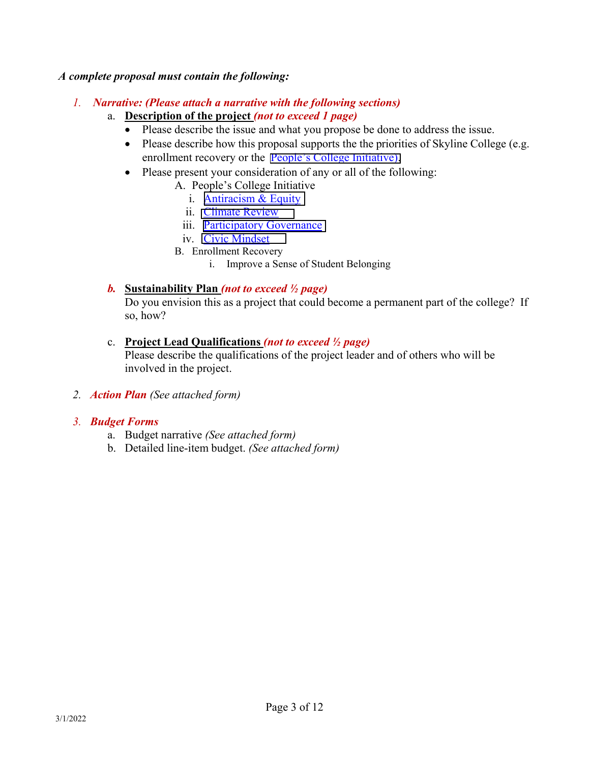***A complete proposal must contain the following:***

1. ***Narrative: (Please attach a narrative with the following sections)***
   a. **Description of the project** ***(not to exceed 1 page)***
      - Please describe the issue and what you propose be done to address the issue.
      - Please describe how this proposal supports the the priorities of Skyline College (e.g. enrollment recovery or the People's College Initiative).
      - Please present your consideration of any or all of the following:
        - A. People's College Initiative
          - i. Antiracism & Equity
          - ii. Climate Review
          - iii. Participatory Governance
          - iv. Civic Mindset
        - B. Enrollment Recovery
          - i. Improve a Sense of Student Belonging

   b. **Sustainability Plan** ***(not to exceed ½ page)***
      Do you envision this as a project that could become a permanent part of the college? If so, how?

   c. **Project Lead Qualifications** ***(not to exceed ½ page)***
      Please describe the qualifications of the project leader and of others who will be involved in the project.

2. ***Action Plan*** *(See attached form)*

3. ***Budget Forms***
   a. Budget narrative *(See attached form)*
   b. Detailed line-item budget. *(See attached form)*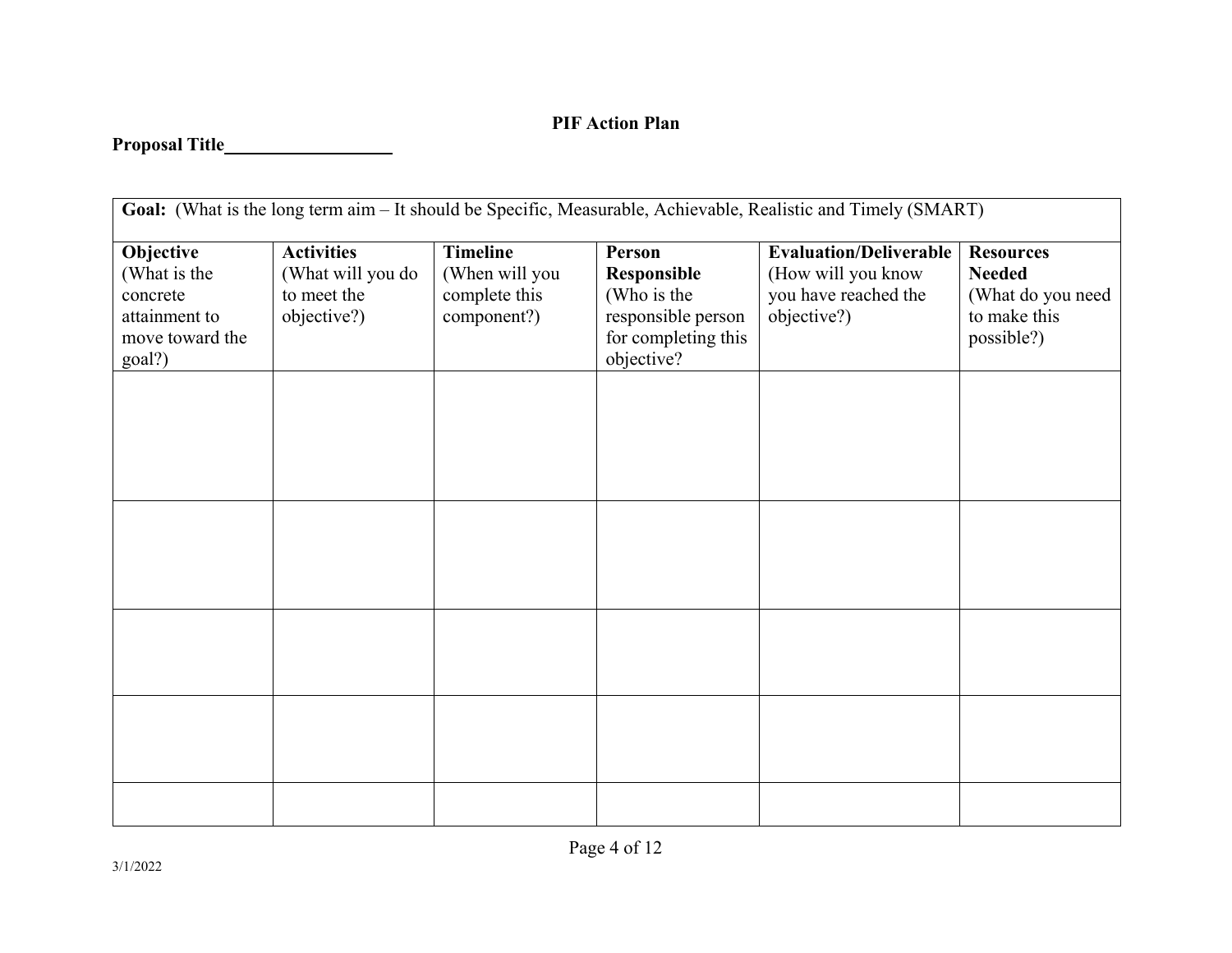# PIF Action Plan

**Proposal Title**___________________

| **Goal:** (What is the long term aim – It should be Specific, Measurable, Achievable, Realistic and Timely (SMART) | | | | | |
|---|---|---|---|---|---|
| **Objective** (What is the concrete attainment to move toward the goal?) | **Activities** (What will you do to meet the objective?) | **Timeline** (When will you complete this component?) | **Person Responsible** (Who is the responsible person for completing this objective? | **Evaluation/Deliverable** (How will you know you have reached the objective?) | **Resources Needed** (What do you need to make this possible?) |
| | | | | | |
| | | | | | |
| | | | | | |
| | | | | | |
| | | | | | |

3/1/2022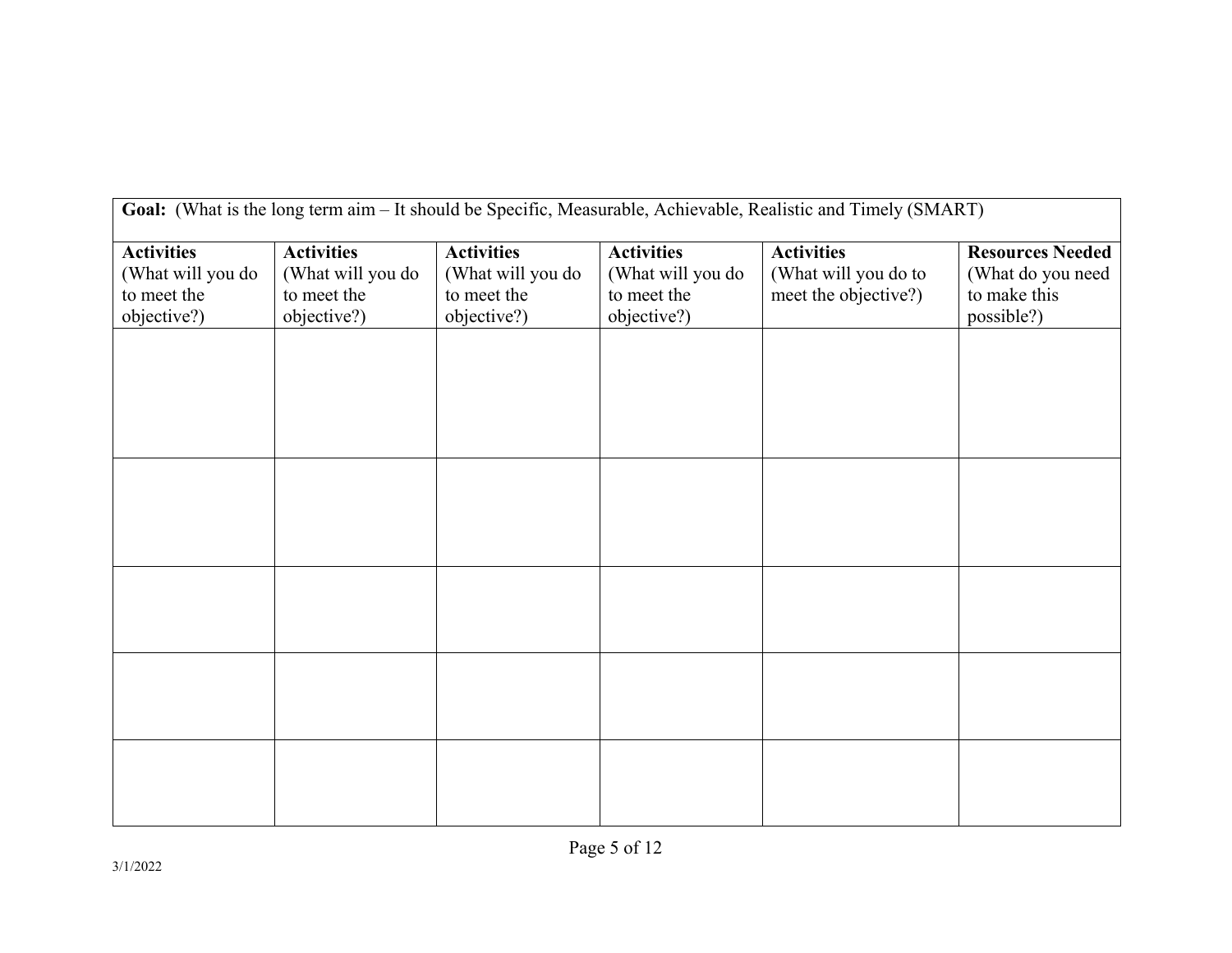**Goal:** (What is the long term aim – It should be Specific, Measurable, Achievable, Realistic and Timely (SMART)

| **Activities** (What will you do to meet the objective?) | **Activities** (What will you do to meet the objective?) | **Activities** (What will you do to meet the objective?) | **Activities** (What will you do to meet the objective?) | **Activities** (What will you do to meet the objective?) | **Resources Needed** (What do you need to make this possible?) |
|---|---|---|---|---|---|
| | | | | | |
| | | | | | |
| | | | | | |
| | | | | | |
| | | | | | |

3/1/2022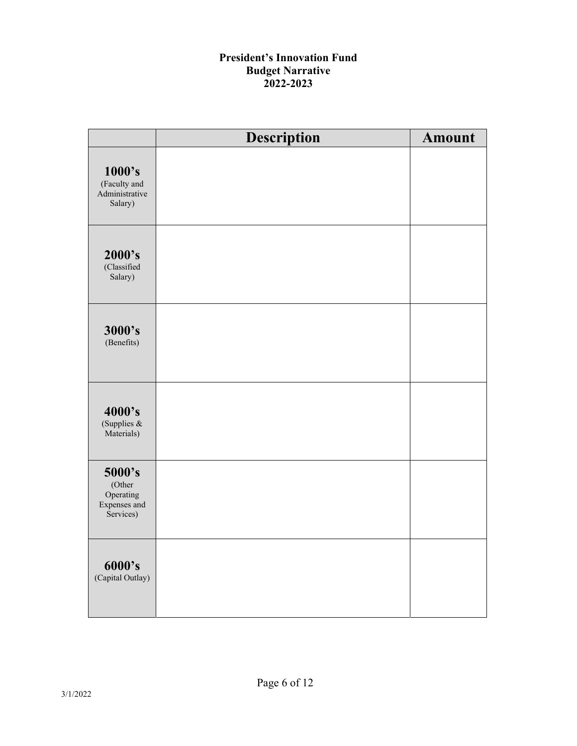**President's Innovation Fund**
**Budget Narrative**
**2022-2023**

| | Description | Amount |
|---|---|---|
| **1000's** (Faculty and Administrative Salary) | | |
| **2000's** (Classified Salary) | | |
| **3000's** (Benefits) | | |
| **4000's** (Supplies & Materials) | | |
| **5000's** (Other Operating Expenses and Services) | | |
| **6000's** (Capital Outlay) | | |

3/1/2022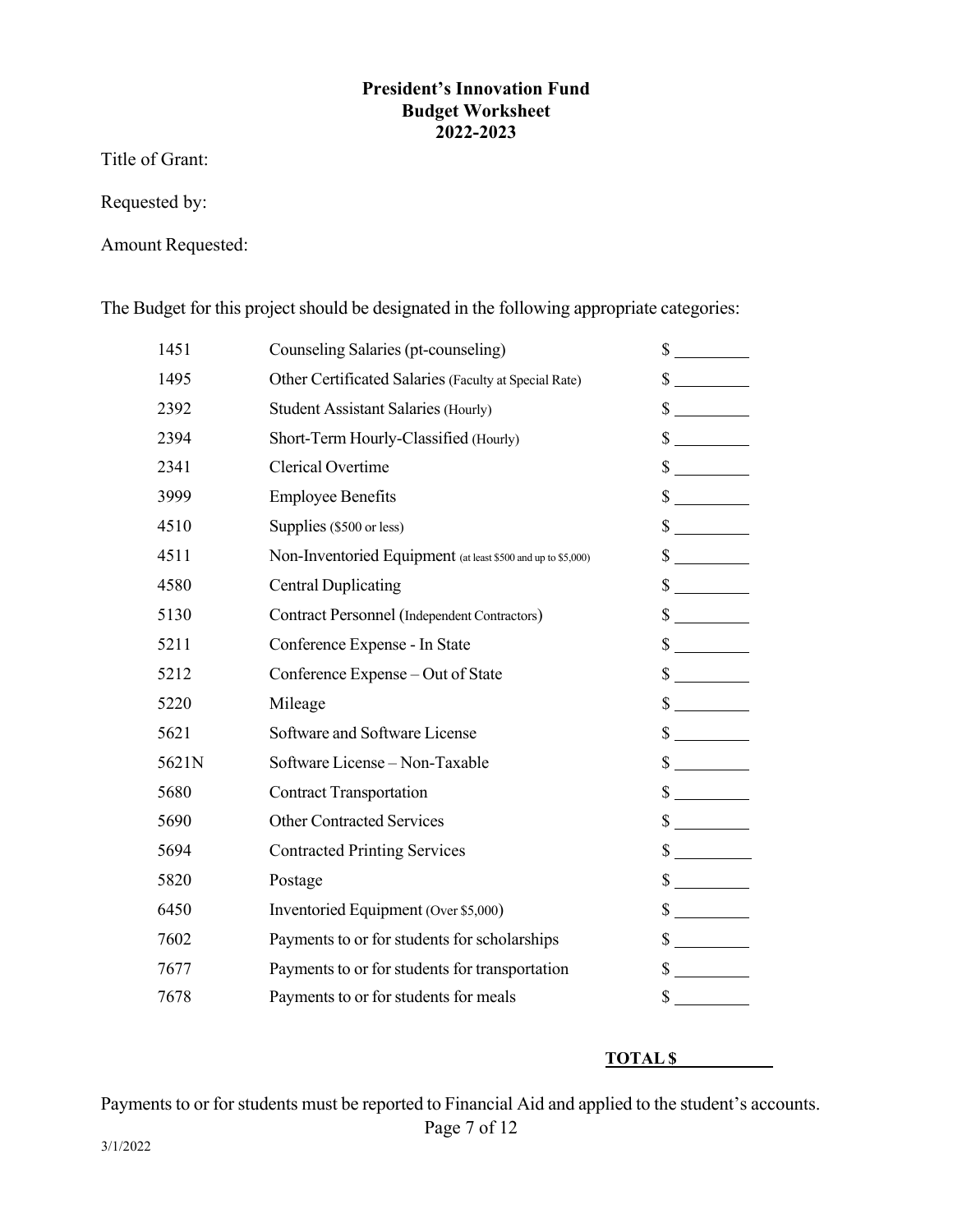**President's Innovation Fund**
**Budget Worksheet**
**2022-2023**

Title of Grant:

Requested by:

Amount Requested:

The Budget for this project should be designated in the following appropriate categories:

| | | |
|---|---|---|
| 1451 | Counseling Salaries (pt-counseling) | $ ________ |
| 1495 | Other Certificated Salaries (Faculty at Special Rate) | $ ________ |
| 2392 | Student Assistant Salaries (Hourly) | $ ________ |
| 2394 | Short-Term Hourly-Classified (Hourly) | $ ________ |
| 2341 | Clerical Overtime | $ ________ |
| 3999 | Employee Benefits | $ ________ |
| 4510 | Supplies ($500 or less) | $ ________ |
| 4511 | Non-Inventoried Equipment (at least $500 and up to $5,000) | $ ________ |
| 4580 | Central Duplicating | $ ________ |
| 5130 | Contract Personnel (Independent Contractors) | $ ________ |
| 5211 | Conference Expense - In State | $ ________ |
| 5212 | Conference Expense – Out of State | $ ________ |
| 5220 | Mileage | $ ________ |
| 5621 | Software and Software License | $ ________ |
| 5621N | Software License – Non-Taxable | $ ________ |
| 5680 | Contract Transportation | $ ________ |
| 5690 | Other Contracted Services | $ ________ |
| 5694 | Contracted Printing Services | $ ________ |
| 5820 | Postage | $ ________ |
| 6450 | Inventoried Equipment (Over $5,000) | $ ________ |
| 7602 | Payments to or for students for scholarships | $ ________ |
| 7677 | Payments to or for students for transportation | $ ________ |
| 7678 | Payments to or for students for meals | $ ________ |

**TOTAL $ __________**

Payments to or for students must be reported to Financial Aid and applied to the student's accounts.

3/1/2022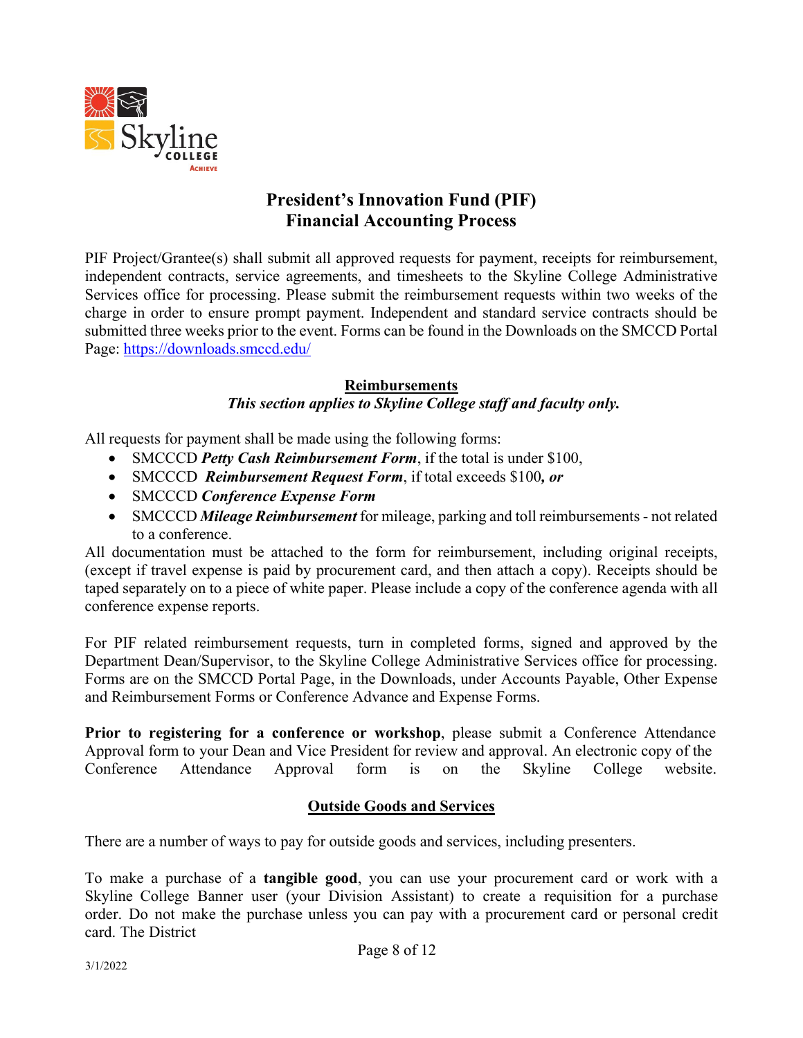# President's Innovation Fund (PIF)
# Financial Accounting Process

PIF Project/Grantee(s) shall submit all approved requests for payment, receipts for reimbursement, independent contracts, service agreements, and timesheets to the Skyline College Administrative Services office for processing. Please submit the reimbursement requests within two weeks of the charge in order to ensure prompt payment. Independent and standard service contracts should be submitted three weeks prior to the event. Forms can be found in the Downloads on the SMCCD Portal Page: https://downloads.smccd.edu/

## Reimbursements

***This section applies to Skyline College staff and faculty only.***

All requests for payment shall be made using the following forms:

- SMCCCD ***Petty Cash Reimbursement Form***, if the total is under $100,
- SMCCCD ***Reimbursement Request Form***, if total exceeds $100***, or***
- SMCCCD ***Conference Expense Form***
- SMCCCD ***Mileage Reimbursement*** for mileage, parking and toll reimbursements - not related to a conference.

All documentation must be attached to the form for reimbursement, including original receipts, (except if travel expense is paid by procurement card, and then attach a copy). Receipts should be taped separately on to a piece of white paper. Please include a copy of the conference agenda with all conference expense reports.

For PIF related reimbursement requests, turn in completed forms, signed and approved by the Department Dean/Supervisor, to the Skyline College Administrative Services office for processing. Forms are on the SMCCD Portal Page, in the Downloads, under Accounts Payable, Other Expense and Reimbursement Forms or Conference Advance and Expense Forms.

**Prior to registering for a conference or workshop**, please submit a Conference Attendance Approval form to your Dean and Vice President for review and approval. An electronic copy of the Conference Attendance Approval form is on the Skyline College website.

## Outside Goods and Services

There are a number of ways to pay for outside goods and services, including presenters.

To make a purchase of a **tangible good**, you can use your procurement card or work with a Skyline College Banner user (your Division Assistant) to create a requisition for a purchase order. Do not make the purchase unless you can pay with a procurement card or personal credit card. The District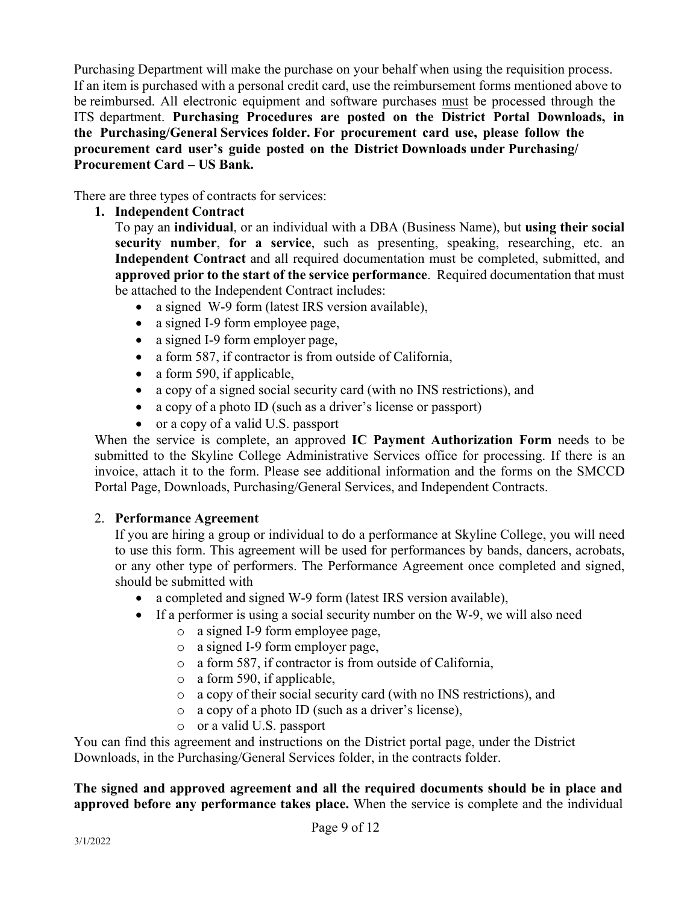Purchasing Department will make the purchase on your behalf when using the requisition process. If an item is purchased with a personal credit card, use the reimbursement forms mentioned above to be reimbursed. All electronic equipment and software purchases must be processed through the ITS department. **Purchasing Procedures are posted on the District Portal Downloads, in the Purchasing/General Services folder. For procurement card use, please follow the procurement card user's guide posted on the District Downloads under Purchasing/ Procurement Card – US Bank.**

There are three types of contracts for services:

1. **Independent Contract**

   To pay an **individual**, or an individual with a DBA (Business Name), but **using their social security number**, **for a service**, such as presenting, speaking, researching, etc. an **Independent Contract** and all required documentation must be completed, submitted, and **approved prior to the start of the service performance**. Required documentation that must be attached to the Independent Contract includes:

   - a signed W-9 form (latest IRS version available),
   - a signed I-9 form employee page,
   - a signed I-9 form employer page,
   - a form 587, if contractor is from outside of California,
   - a form 590, if applicable,
   - a copy of a signed social security card (with no INS restrictions), and
   - a copy of a photo ID (such as a driver's license or passport)
   - or a copy of a valid U.S. passport

   When the service is complete, an approved **IC Payment Authorization Form** needs to be submitted to the Skyline College Administrative Services office for processing. If there is an invoice, attach it to the form. Please see additional information and the forms on the SMCCD Portal Page, Downloads, Purchasing/General Services, and Independent Contracts.

2. **Performance Agreement**

   If you are hiring a group or individual to do a performance at Skyline College, you will need to use this form. This agreement will be used for performances by bands, dancers, acrobats, or any other type of performers. The Performance Agreement once completed and signed, should be submitted with

   - a completed and signed W-9 form (latest IRS version available),
   - If a performer is using a social security number on the W-9, we will also need
     - a signed I-9 form employee page,
     - a signed I-9 form employer page,
     - a form 587, if contractor is from outside of California,
     - a form 590, if applicable,
     - a copy of their social security card (with no INS restrictions), and
     - a copy of a photo ID (such as a driver's license),
     - or a valid U.S. passport

You can find this agreement and instructions on the District portal page, under the District Downloads, in the Purchasing/General Services folder, in the contracts folder.

**The signed and approved agreement and all the required documents should be in place and approved before any performance takes place.** When the service is complete and the individual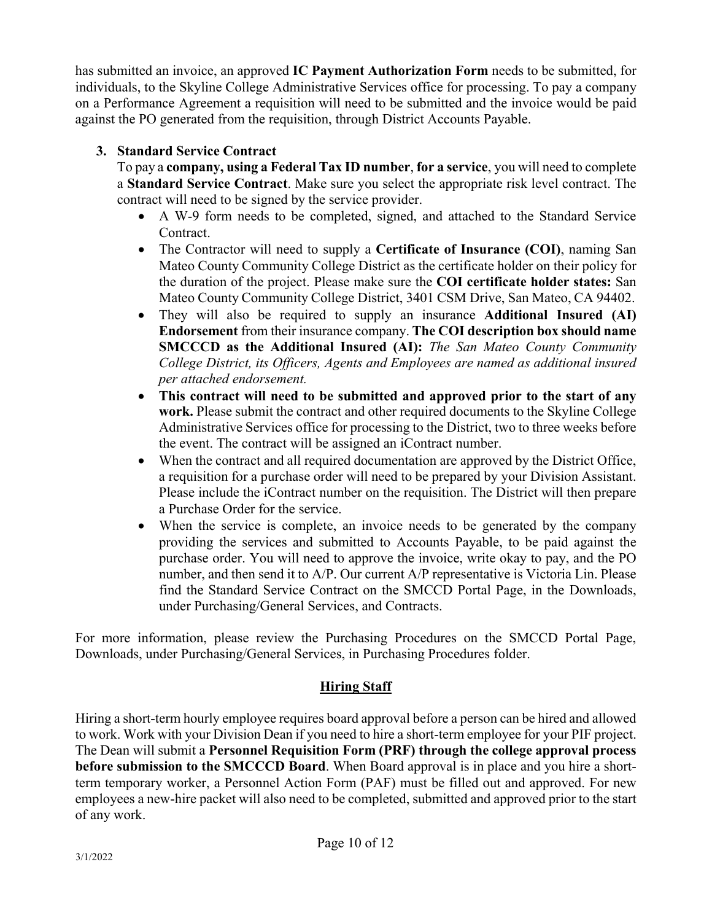has submitted an invoice, an approved **IC Payment Authorization Form** needs to be submitted, for individuals, to the Skyline College Administrative Services office for processing. To pay a company on a Performance Agreement a requisition will need to be submitted and the invoice would be paid against the PO generated from the requisition, through District Accounts Payable.

3. **Standard Service Contract**

   To pay a **company, using a Federal Tax ID number**, **for a service**, you will need to complete a **Standard Service Contract**. Make sure you select the appropriate risk level contract. The contract will need to be signed by the service provider.

   - A W-9 form needs to be completed, signed, and attached to the Standard Service Contract.
   - The Contractor will need to supply a **Certificate of Insurance (COI)**, naming San Mateo County Community College District as the certificate holder on their policy for the duration of the project. Please make sure the **COI certificate holder states:** San Mateo County Community College District, 3401 CSM Drive, San Mateo, CA 94402.
   - They will also be required to supply an insurance **Additional Insured (AI) Endorsement** from their insurance company. **The COI description box should name SMCCCD as the Additional Insured (AI):** *The San Mateo County Community College District, its Officers, Agents and Employees are named as additional insured per attached endorsement.*
   - **This contract will need to be submitted and approved prior to the start of any work.** Please submit the contract and other required documents to the Skyline College Administrative Services office for processing to the District, two to three weeks before the event. The contract will be assigned an iContract number.
   - When the contract and all required documentation are approved by the District Office, a requisition for a purchase order will need to be prepared by your Division Assistant. Please include the iContract number on the requisition. The District will then prepare a Purchase Order for the service.
   - When the service is complete, an invoice needs to be generated by the company providing the services and submitted to Accounts Payable, to be paid against the purchase order. You will need to approve the invoice, write okay to pay, and the PO number, and then send it to A/P. Our current A/P representative is Victoria Lin. Please find the Standard Service Contract on the SMCCD Portal Page, in the Downloads, under Purchasing/General Services, and Contracts.

For more information, please review the Purchasing Procedures on the SMCCD Portal Page, Downloads, under Purchasing/General Services, in Purchasing Procedures folder.

## Hiring Staff

Hiring a short-term hourly employee requires board approval before a person can be hired and allowed to work. Work with your Division Dean if you need to hire a short-term employee for your PIF project. The Dean will submit a **Personnel Requisition Form (PRF) through the college approval process before submission to the SMCCCD Board**. When Board approval is in place and you hire a short-term temporary worker, a Personnel Action Form (PAF) must be filled out and approved. For new employees a new-hire packet will also need to be completed, submitted and approved prior to the start of any work.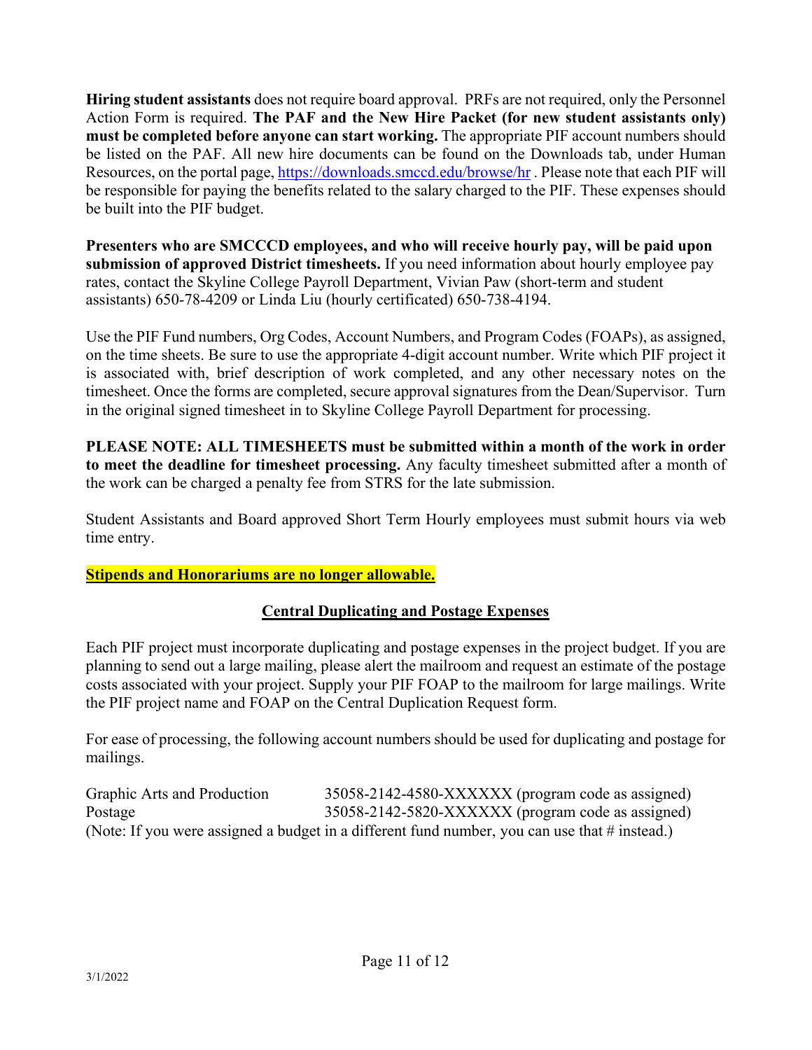**Hiring student assistants** does not require board approval. PRFs are not required, only the Personnel Action Form is required. **The PAF and the New Hire Packet (for new student assistants only) must be completed before anyone can start working.** The appropriate PIF account numbers should be listed on the PAF. All new hire documents can be found on the Downloads tab, under Human Resources, on the portal page, https://downloads.smccd.edu/browse/hr . Please note that each PIF will be responsible for paying the benefits related to the salary charged to the PIF. These expenses should be built into the PIF budget.

**Presenters who are SMCCCD employees, and who will receive hourly pay, will be paid upon submission of approved District timesheets.** If you need information about hourly employee pay rates, contact the Skyline College Payroll Department, Vivian Paw (short-term and student assistants) 650-78-4209 or Linda Liu (hourly certificated) 650-738-4194.

Use the PIF Fund numbers, Org Codes, Account Numbers, and Program Codes (FOAPs), as assigned, on the time sheets. Be sure to use the appropriate 4-digit account number. Write which PIF project it is associated with, brief description of work completed, and any other necessary notes on the timesheet. Once the forms are completed, secure approval signatures from the Dean/Supervisor. Turn in the original signed timesheet in to Skyline College Payroll Department for processing.

**PLEASE NOTE: ALL TIMESHEETS must be submitted within a month of the work in order to meet the deadline for timesheet processing.** Any faculty timesheet submitted after a month of the work can be charged a penalty fee from STRS for the late submission.

Student Assistants and Board approved Short Term Hourly employees must submit hours via web time entry.

**Stipends and Honorariums are no longer allowable.**

## Central Duplicating and Postage Expenses

Each PIF project must incorporate duplicating and postage expenses in the project budget. If you are planning to send out a large mailing, please alert the mailroom and request an estimate of the postage costs associated with your project. Supply your PIF FOAP to the mailroom for large mailings. Write the PIF project name and FOAP on the Central Duplication Request form.

For ease of processing, the following account numbers should be used for duplicating and postage for mailings.

| | |
|---|---|
| Graphic Arts and Production | 35058-2142-4580-XXXXXX (program code as assigned) |
| Postage | 35058-2142-5820-XXXXXX (program code as assigned) |

(Note: If you were assigned a budget in a different fund number, you can use that # instead.)

3/1/2022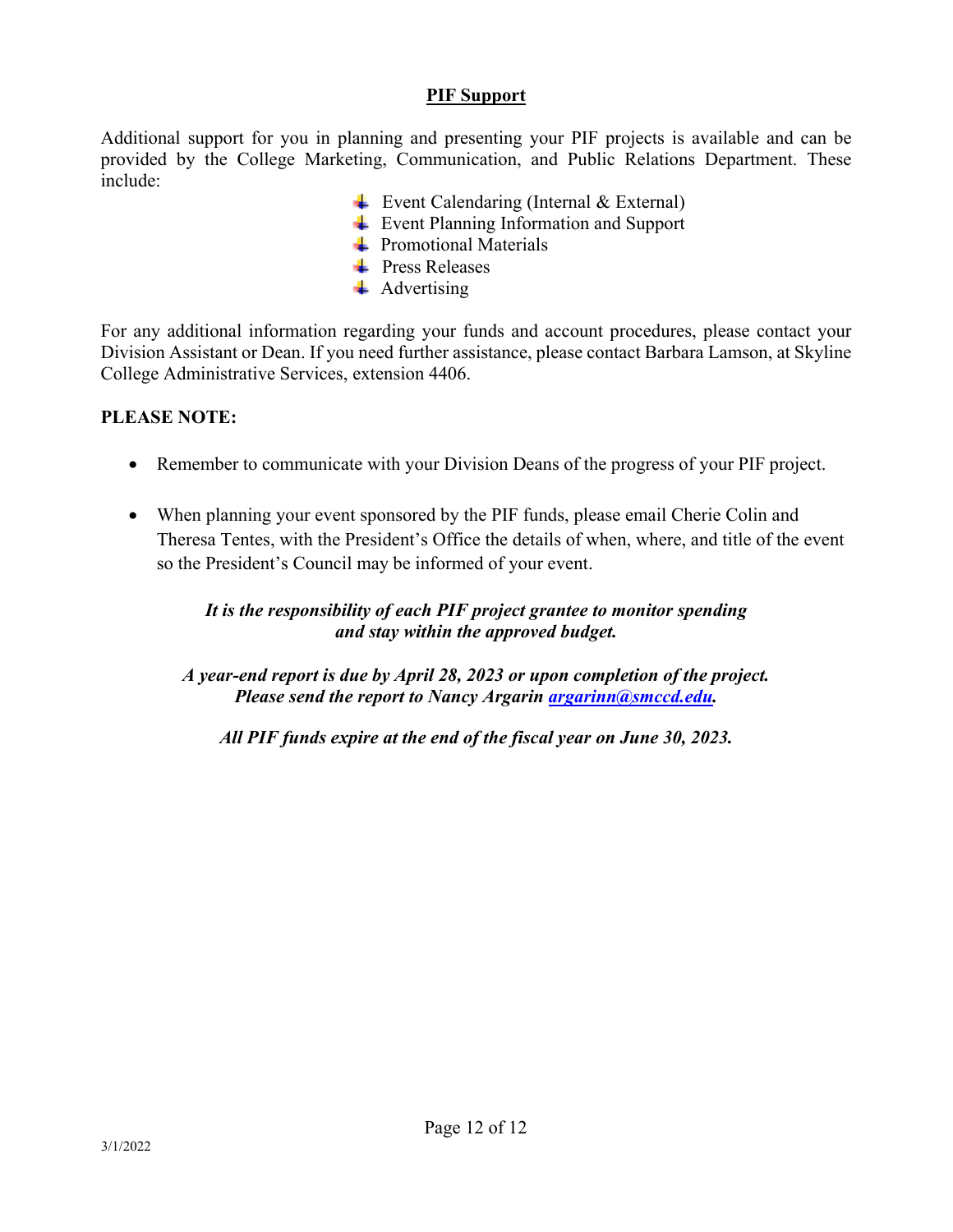## PIF Support

Additional support for you in planning and presenting your PIF projects is available and can be provided by the College Marketing, Communication, and Public Relations Department. These include:

- Event Calendaring (Internal & External)
- Event Planning Information and Support
- Promotional Materials
- Press Releases
- Advertising

For any additional information regarding your funds and account procedures, please contact your Division Assistant or Dean. If you need further assistance, please contact Barbara Lamson, at Skyline College Administrative Services, extension 4406.

**PLEASE NOTE:**

- Remember to communicate with your Division Deans of the progress of your PIF project.
- When planning your event sponsored by the PIF funds, please email Cherie Colin and Theresa Tentes, with the President's Office the details of when, where, and title of the event so the President's Council may be informed of your event.

***It is the responsibility of each PIF project grantee to monitor spending and stay within the approved budget.***

***A year-end report is due by April 28, 2023 or upon completion of the project. Please send the report to Nancy Argarin argarinn@smccd.edu.***

***All PIF funds expire at the end of the fiscal year on June 30, 2023.***

3/1/2022